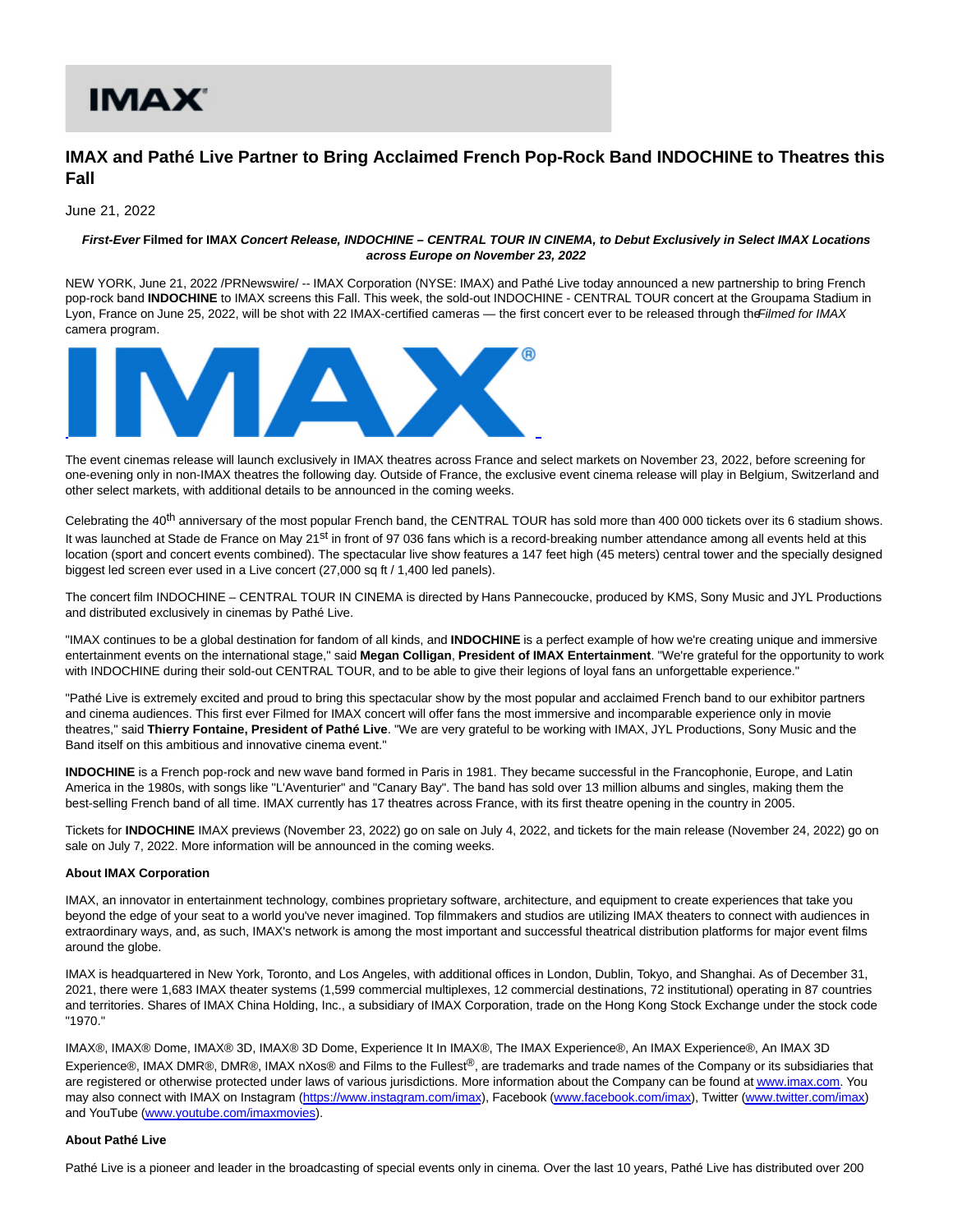# IMAX and Pathé Live Partner to Bring Acclaimed French Pop-Rock Band INDOCHINE to Theatres this Fall

June 21, 2022

***First-Ever* Filmed for IMAX *Concert Release, INDOCHINE – CENTRAL TOUR IN CINEMA, to Debut Exclusively in Select IMAX Locations across Europe on November 23, 2022***

NEW YORK, June 21, 2022 /PRNewswire/ -- IMAX Corporation (NYSE: IMAX) and Pathé Live today announced a new partnership to bring French pop-rock band **INDOCHINE** to IMAX screens this Fall. This week, the sold-out INDOCHINE - CENTRAL TOUR concert at the Groupama Stadium in Lyon, France on June 25, 2022, will be shot with 22 IMAX-certified cameras — the first concert ever to be released through the *Filmed for IMAX* camera program.

The event cinemas release will launch exclusively in IMAX theatres across France and select markets on November 23, 2022, before screening for one-evening only in non-IMAX theatres the following day. Outside of France, the exclusive event cinema release will play in Belgium, Switzerland and other select markets, with additional details to be announced in the coming weeks.

Celebrating the 40th anniversary of the most popular French band, the CENTRAL TOUR has sold more than 400 000 tickets over its 6 stadium shows. It was launched at Stade de France on May 21st in front of 97 036 fans which is a record-breaking number attendance among all events held at this location (sport and concert events combined). The spectacular live show features a 147 feet high (45 meters) central tower and the specially designed biggest led screen ever used in a Live concert (27,000 sq ft / 1,400 led panels).

The concert film INDOCHINE – CENTRAL TOUR IN CINEMA is directed by Hans Pannecoucke, produced by KMS, Sony Music and JYL Productions and distributed exclusively in cinemas by Pathé Live.

"IMAX continues to be a global destination for fandom of all kinds, and **INDOCHINE** is a perfect example of how we're creating unique and immersive entertainment events on the international stage," said **Megan Colligan**, **President of IMAX Entertainment**. "We're grateful for the opportunity to work with INDOCHINE during their sold-out CENTRAL TOUR, and to be able to give their legions of loyal fans an unforgettable experience."

"Pathé Live is extremely excited and proud to bring this spectacular show by the most popular and acclaimed French band to our exhibitor partners and cinema audiences. This first ever Filmed for IMAX concert will offer fans the most immersive and incomparable experience only in movie theatres," said **Thierry Fontaine, President of Pathé Live**. "We are very grateful to be working with IMAX, JYL Productions, Sony Music and the Band itself on this ambitious and innovative cinema event."

**INDOCHINE** is a French pop-rock and new wave band formed in Paris in 1981. They became successful in the Francophonie, Europe, and Latin America in the 1980s, with songs like "L'Aventurier" and "Canary Bay". The band has sold over 13 million albums and singles, making them the best-selling French band of all time. IMAX currently has 17 theatres across France, with its first theatre opening in the country in 2005.

Tickets for **INDOCHINE** IMAX previews (November 23, 2022) go on sale on July 4, 2022, and tickets for the main release (November 24, 2022) go on sale on July 7, 2022. More information will be announced in the coming weeks.

**About IMAX Corporation**

IMAX, an innovator in entertainment technology, combines proprietary software, architecture, and equipment to create experiences that take you beyond the edge of your seat to a world you've never imagined. Top filmmakers and studios are utilizing IMAX theaters to connect with audiences in extraordinary ways, and, as such, IMAX's network is among the most important and successful theatrical distribution platforms for major event films around the globe.

IMAX is headquartered in New York, Toronto, and Los Angeles, with additional offices in London, Dublin, Tokyo, and Shanghai. As of December 31, 2021, there were 1,683 IMAX theater systems (1,599 commercial multiplexes, 12 commercial destinations, 72 institutional) operating in 87 countries and territories. Shares of IMAX China Holding, Inc., a subsidiary of IMAX Corporation, trade on the Hong Kong Stock Exchange under the stock code "1970."

IMAX®, IMAX® Dome, IMAX® 3D, IMAX® 3D Dome, Experience It In IMAX®, The IMAX Experience®, An IMAX Experience®, An IMAX 3D Experience®, IMAX DMR®, DMR®, IMAX nXos® and Films to the Fullest®, are trademarks and trade names of the Company or its subsidiaries that are registered or otherwise protected under laws of various jurisdictions. More information about the Company can be found at www.imax.com. You may also connect with IMAX on Instagram (https://www.instagram.com/imax), Facebook (www.facebook.com/imax), Twitter (www.twitter.com/imax) and YouTube (www.youtube.com/imaxmovies).

**About Pathé Live**

Pathé Live is a pioneer and leader in the broadcasting of special events only in cinema. Over the last 10 years, Pathé Live has distributed over 200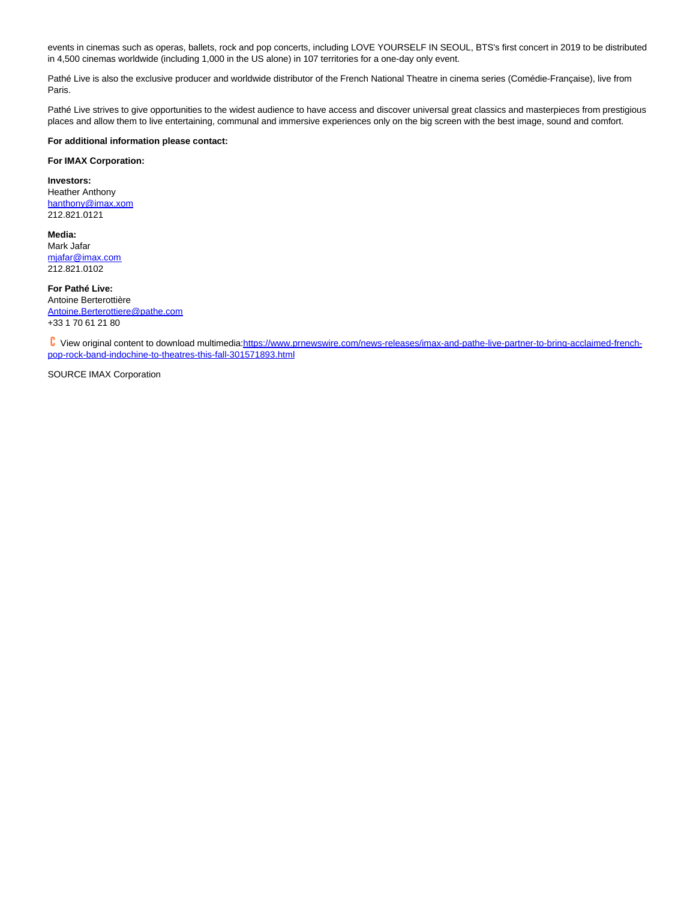events in cinemas such as operas, ballets, rock and pop concerts, including LOVE YOURSELF IN SEOUL, BTS's first concert in 2019 to be distributed in 4,500 cinemas worldwide (including 1,000 in the US alone) in 107 territories for a one-day only event.

Pathé Live is also the exclusive producer and worldwide distributor of the French National Theatre in cinema series (Comédie-Française), live from Paris.

Pathé Live strives to give opportunities to the widest audience to have access and discover universal great classics and masterpieces from prestigious places and allow them to live entertaining, communal and immersive experiences only on the big screen with the best image, sound and comfort.

**For additional information please contact:**

**For IMAX Corporation:**

**Investors:**
Heather Anthony
hanthony@imax.xom
212.821.0121

**Media:**
Mark Jafar
mjafar@imax.com
212.821.0102

**For Pathé Live:**
Antoine Berterottière
Antoine.Berterottiere@pathe.com
+33 1 70 61 21 80

View original content to download multimedia:https://www.prnewswire.com/news-releases/imax-and-pathe-live-partner-to-bring-acclaimed-french-pop-rock-band-indochine-to-theatres-this-fall-301571893.html

SOURCE IMAX Corporation